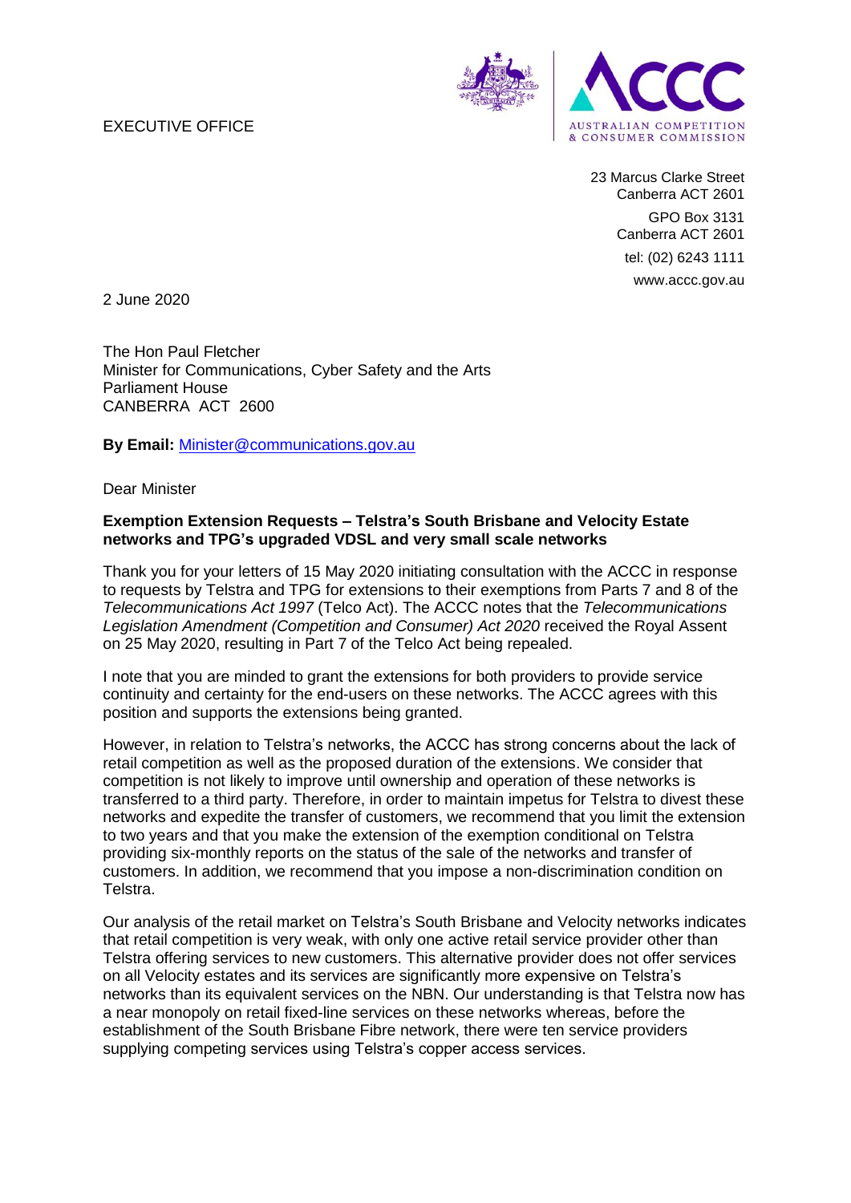EXECUTIVE OFFICE

23 Marcus Clarke Street
Canberra ACT 2601

GPO Box 3131
Canberra ACT 2601

tel: (02) 6243 1111

www.accc.gov.au

2 June 2020

The Hon Paul Fletcher
Minister for Communications, Cyber Safety and the Arts
Parliament House
CANBERRA ACT 2600

**By Email:** Minister@communications.gov.au

Dear Minister

**Exemption Extension Requests – Telstra's South Brisbane and Velocity Estate networks and TPG's upgraded VDSL and very small scale networks**

Thank you for your letters of 15 May 2020 initiating consultation with the ACCC in response to requests by Telstra and TPG for extensions to their exemptions from Parts 7 and 8 of the *Telecommunications Act 1997* (Telco Act). The ACCC notes that the *Telecommunications Legislation Amendment (Competition and Consumer) Act 2020* received the Royal Assent on 25 May 2020, resulting in Part 7 of the Telco Act being repealed.

I note that you are minded to grant the extensions for both providers to provide service continuity and certainty for the end-users on these networks. The ACCC agrees with this position and supports the extensions being granted.

However, in relation to Telstra's networks, the ACCC has strong concerns about the lack of retail competition as well as the proposed duration of the extensions. We consider that competition is not likely to improve until ownership and operation of these networks is transferred to a third party. Therefore, in order to maintain impetus for Telstra to divest these networks and expedite the transfer of customers, we recommend that you limit the extension to two years and that you make the extension of the exemption conditional on Telstra providing six-monthly reports on the status of the sale of the networks and transfer of customers. In addition, we recommend that you impose a non-discrimination condition on Telstra.

Our analysis of the retail market on Telstra's South Brisbane and Velocity networks indicates that retail competition is very weak, with only one active retail service provider other than Telstra offering services to new customers. This alternative provider does not offer services on all Velocity estates and its services are significantly more expensive on Telstra's networks than its equivalent services on the NBN. Our understanding is that Telstra now has a near monopoly on retail fixed-line services on these networks whereas, before the establishment of the South Brisbane Fibre network, there were ten service providers supplying competing services using Telstra's copper access services.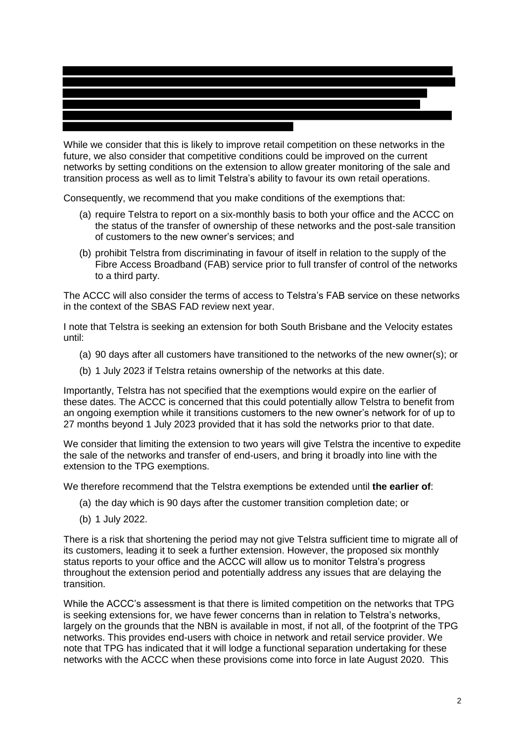While we consider that this is likely to improve retail competition on these networks in the future, we also consider that competitive conditions could be improved on the current networks by setting conditions on the extension to allow greater monitoring of the sale and transition process as well as to limit Telstra's ability to favour its own retail operations.

Consequently, we recommend that you make conditions of the exemptions that:

(a) require Telstra to report on a six-monthly basis to both your office and the ACCC on the status of the transfer of ownership of these networks and the post-sale transition of customers to the new owner's services; and

(b) prohibit Telstra from discriminating in favour of itself in relation to the supply of the Fibre Access Broadband (FAB) service prior to full transfer of control of the networks to a third party.

The ACCC will also consider the terms of access to Telstra's FAB service on these networks in the context of the SBAS FAD review next year.

I note that Telstra is seeking an extension for both South Brisbane and the Velocity estates until:

(a) 90 days after all customers have transitioned to the networks of the new owner(s); or

(b) 1 July 2023 if Telstra retains ownership of the networks at this date.

Importantly, Telstra has not specified that the exemptions would expire on the earlier of these dates. The ACCC is concerned that this could potentially allow Telstra to benefit from an ongoing exemption while it transitions customers to the new owner's network for of up to 27 months beyond 1 July 2023 provided that it has sold the networks prior to that date.

We consider that limiting the extension to two years will give Telstra the incentive to expedite the sale of the networks and transfer of end-users, and bring it broadly into line with the extension to the TPG exemptions.

We therefore recommend that the Telstra exemptions be extended until **the earlier of**:

(a) the day which is 90 days after the customer transition completion date; or

(b) 1 July 2022.

There is a risk that shortening the period may not give Telstra sufficient time to migrate all of its customers, leading it to seek a further extension. However, the proposed six monthly status reports to your office and the ACCC will allow us to monitor Telstra's progress throughout the extension period and potentially address any issues that are delaying the transition.

While the ACCC's assessment is that there is limited competition on the networks that TPG is seeking extensions for, we have fewer concerns than in relation to Telstra's networks, largely on the grounds that the NBN is available in most, if not all, of the footprint of the TPG networks. This provides end-users with choice in network and retail service provider. We note that TPG has indicated that it will lodge a functional separation undertaking for these networks with the ACCC when these provisions come into force in late August 2020. This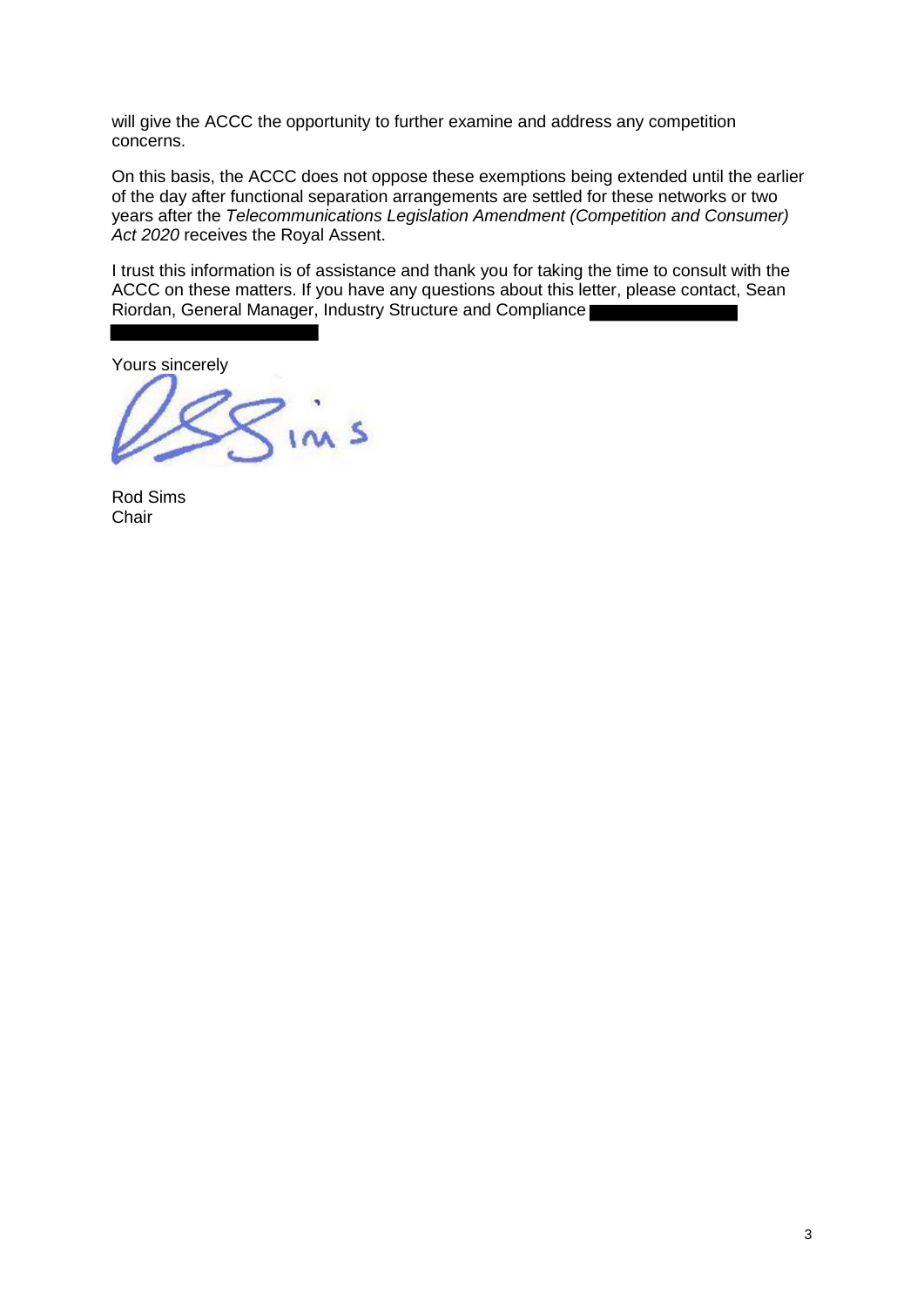will give the ACCC the opportunity to further examine and address any competition concerns.

On this basis, the ACCC does not oppose these exemptions being extended until the earlier of the day after functional separation arrangements are settled for these networks or two years after the *Telecommunications Legislation Amendment (Competition and Consumer) Act 2020* receives the Royal Assent.

I trust this information is of assistance and thank you for taking the time to consult with the ACCC on these matters. If you have any questions about this letter, please contact, Sean Riordan, General Manager, Industry Structure and Compliance

Yours sincerely

Rod Sims
Chair